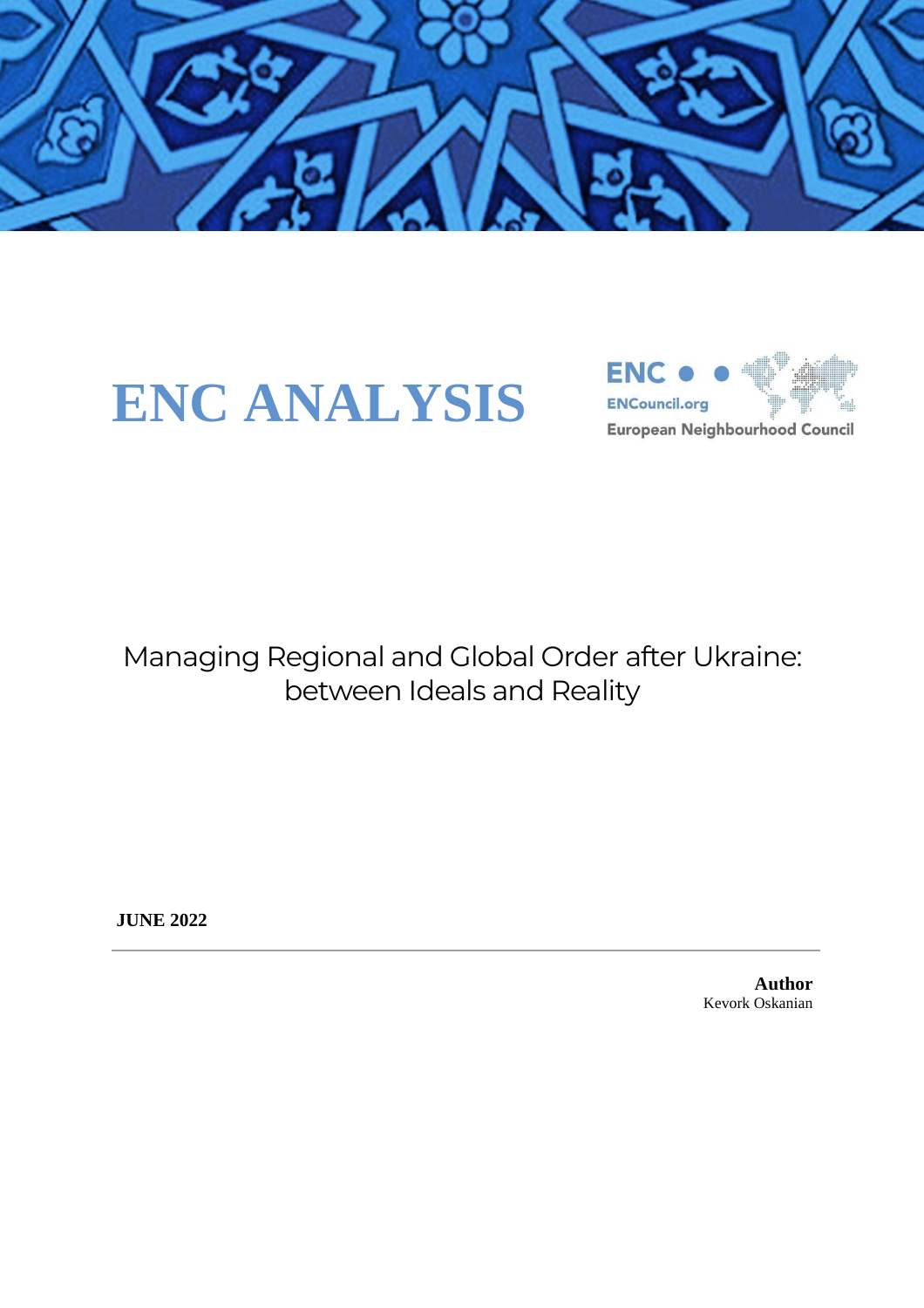# ENC ANALYSIS

ENC
ENCouncil.org
European Neighbourhood Council

## Managing Regional and Global Order after Ukraine: between Ideals and Reality

**JUNE 2022**

---

**Author**
Kevork Oskanian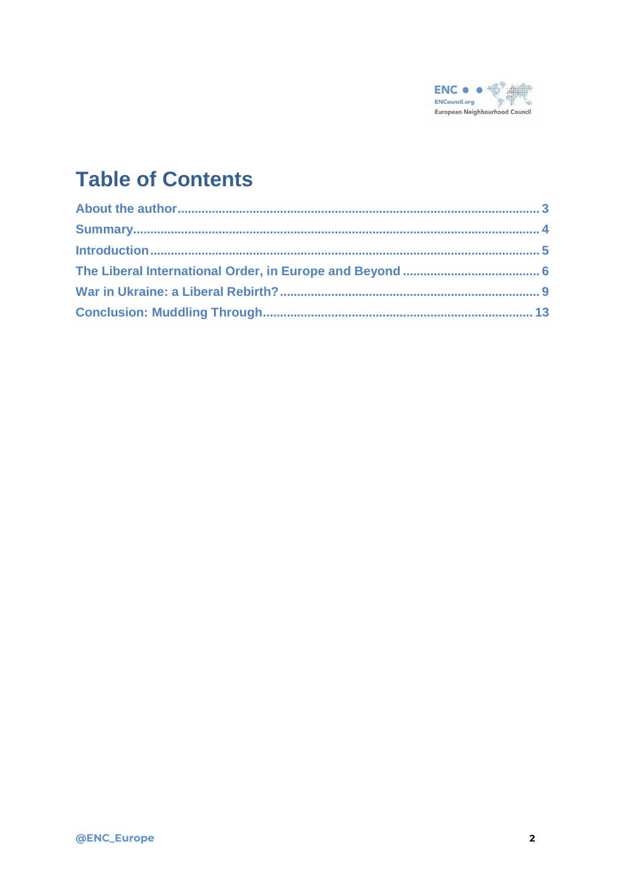# Table of Contents

- About the author ..... 3
- Summary ..... 4
- Introduction ..... 5
- The Liberal International Order, in Europe and Beyond ..... 6
- War in Ukraine: a Liberal Rebirth? ..... 9
- Conclusion: Muddling Through ..... 13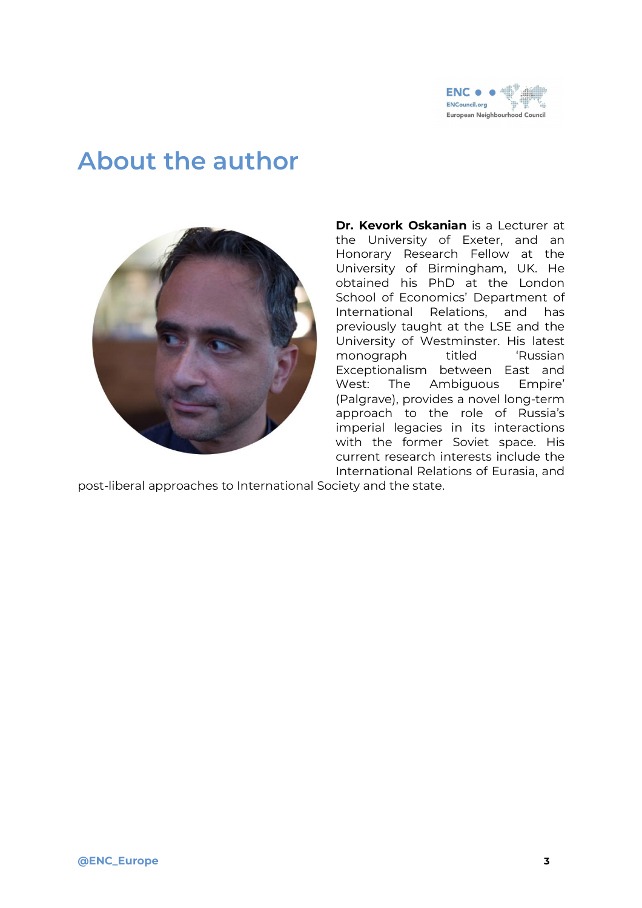# About the author

**Dr. Kevork Oskanian** is a Lecturer at the University of Exeter, and an Honorary Research Fellow at the University of Birmingham, UK. He obtained his PhD at the London School of Economics' Department of International Relations, and has previously taught at the LSE and the University of Westminster. His latest monograph titled 'Russian Exceptionalism between East and West: The Ambiguous Empire' (Palgrave), provides a novel long-term approach to the role of Russia's imperial legacies in its interactions with the former Soviet space. His current research interests include the International Relations of Eurasia, and post-liberal approaches to International Society and the state.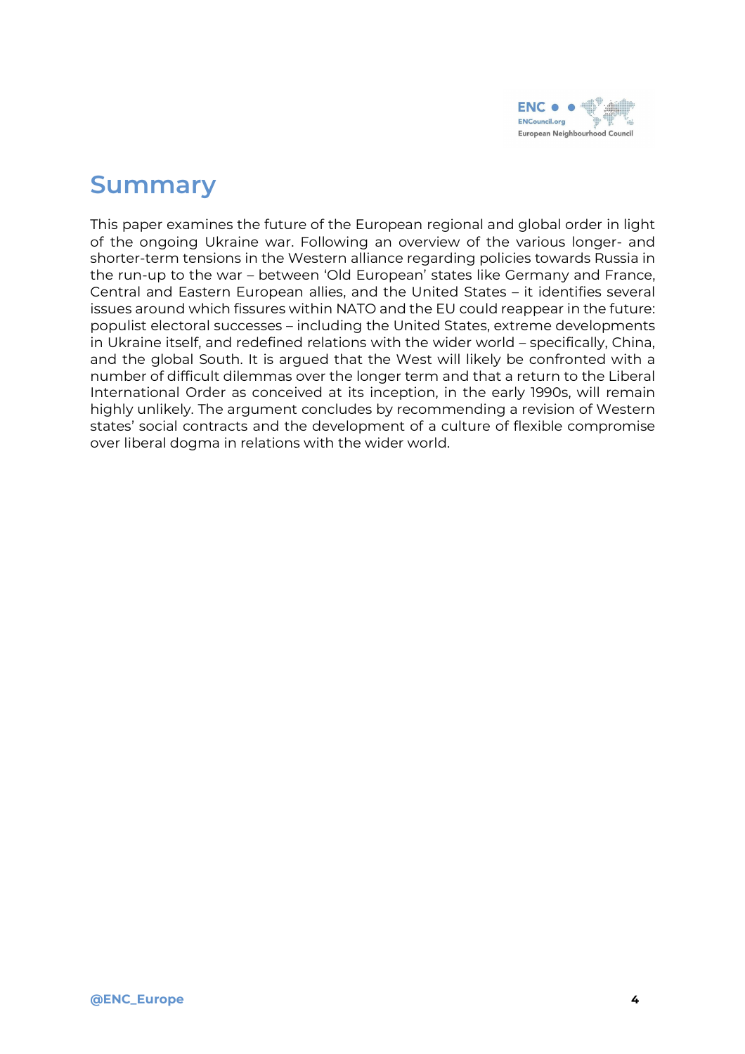## Summary

This paper examines the future of the European regional and global order in light of the ongoing Ukraine war. Following an overview of the various longer- and shorter-term tensions in the Western alliance regarding policies towards Russia in the run-up to the war – between 'Old European' states like Germany and France, Central and Eastern European allies, and the United States – it identifies several issues around which fissures within NATO and the EU could reappear in the future: populist electoral successes – including the United States, extreme developments in Ukraine itself, and redefined relations with the wider world – specifically, China, and the global South. It is argued that the West will likely be confronted with a number of difficult dilemmas over the longer term and that a return to the Liberal International Order as conceived at its inception, in the early 1990s, will remain highly unlikely. The argument concludes by recommending a revision of Western states' social contracts and the development of a culture of flexible compromise over liberal dogma in relations with the wider world.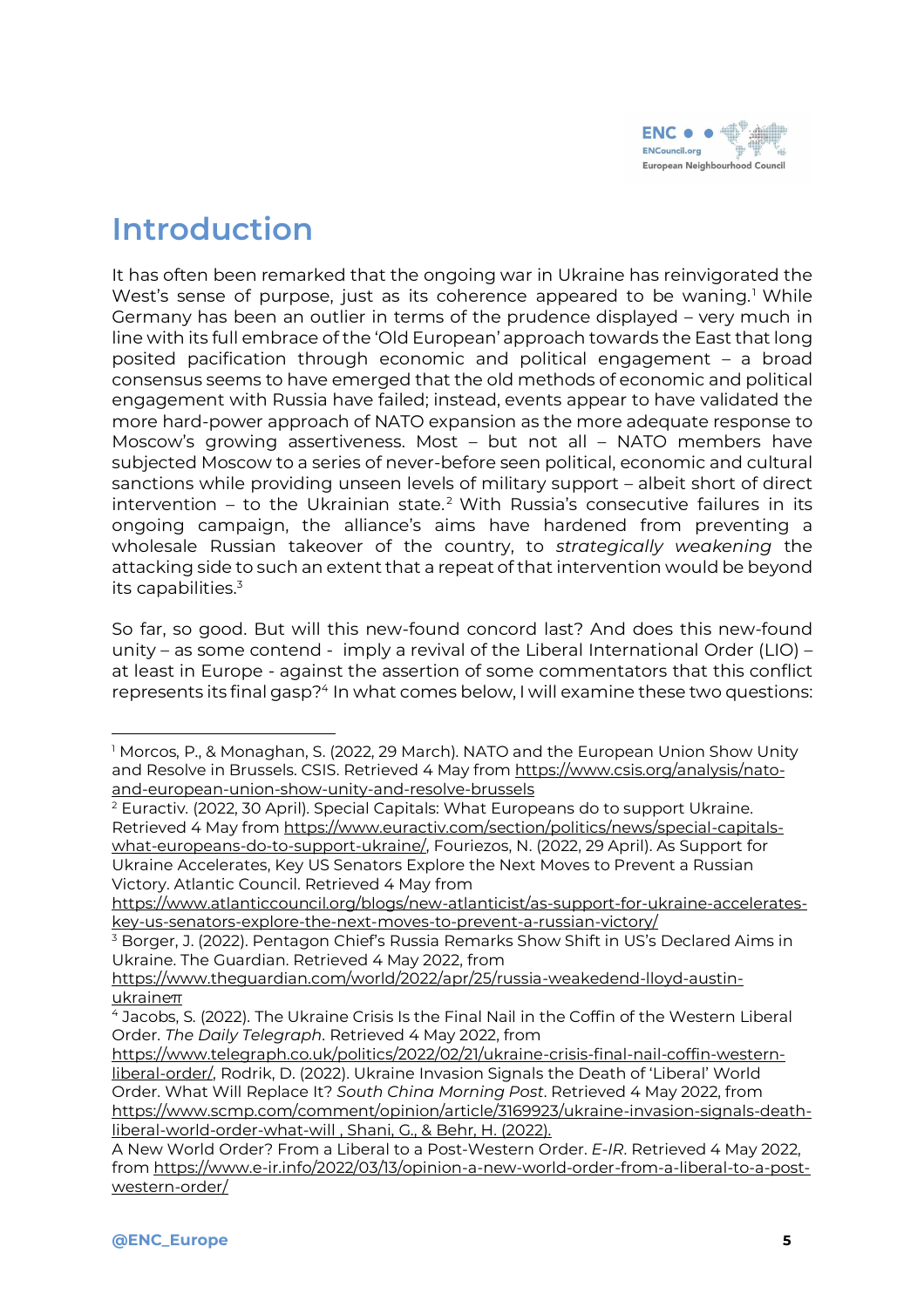# Introduction

It has often been remarked that the ongoing war in Ukraine has reinvigorated the West's sense of purpose, just as its coherence appeared to be waning.[1] While Germany has been an outlier in terms of the prudence displayed – very much in line with its full embrace of the 'Old European' approach towards the East that long posited pacification through economic and political engagement – a broad consensus seems to have emerged that the old methods of economic and political engagement with Russia have failed; instead, events appear to have validated the more hard-power approach of NATO expansion as the more adequate response to Moscow's growing assertiveness. Most – but not all – NATO members have subjected Moscow to a series of never-before seen political, economic and cultural sanctions while providing unseen levels of military support – albeit short of direct intervention – to the Ukrainian state.[2] With Russia's consecutive failures in its ongoing campaign, the alliance's aims have hardened from preventing a wholesale Russian takeover of the country, to *strategically weakening* the attacking side to such an extent that a repeat of that intervention would be beyond its capabilities.[3]

So far, so good. But will this new-found concord last? And does this new-found unity – as some contend - imply a revival of the Liberal International Order (LIO) – at least in Europe - against the assertion of some commentators that this conflict represents its final gasp?[4] In what comes below, I will examine these two questions:

---

[1] Morcos, P., & Monaghan, S. (2022, 29 March). NATO and the European Union Show Unity and Resolve in Brussels. CSIS. Retrieved 4 May from https://www.csis.org/analysis/nato-and-european-union-show-unity-and-resolve-brussels

[2] Euractiv. (2022, 30 April). Special Capitals: What Europeans do to support Ukraine. Retrieved 4 May from https://www.euractiv.com/section/politics/news/special-capitals-what-europeans-do-to-support-ukraine/, Fouriezos, N. (2022, 29 April). As Support for Ukraine Accelerates, Key US Senators Explore the Next Moves to Prevent a Russian Victory. Atlantic Council. Retrieved 4 May from https://www.atlanticcouncil.org/blogs/new-atlanticist/as-support-for-ukraine-accelerates-key-us-senators-explore-the-next-moves-to-prevent-a-russian-victory/

[3] Borger, J. (2022). Pentagon Chief's Russia Remarks Show Shift in US's Declared Aims in Ukraine. The Guardian. Retrieved 4 May 2022, from https://www.theguardian.com/world/2022/apr/25/russia-weakedend-lloyd-austin-ukraineπ

[4] Jacobs, S. (2022). The Ukraine Crisis Is the Final Nail in the Coffin of the Western Liberal Order. *The Daily Telegraph*. Retrieved 4 May 2022, from https://www.telegraph.co.uk/politics/2022/02/21/ukraine-crisis-final-nail-coffin-western-liberal-order/, Rodrik, D. (2022). Ukraine Invasion Signals the Death of 'Liberal' World Order. What Will Replace It? *South China Morning Post*. Retrieved 4 May 2022, from https://www.scmp.com/comment/opinion/article/3169923/ukraine-invasion-signals-death-liberal-world-order-what-will , Shani, G., & Behr, H. (2022). A New World Order? From a Liberal to a Post-Western Order. *E-IR*. Retrieved 4 May 2022, from https://www.e-ir.info/2022/03/13/opinion-a-new-world-order-from-a-liberal-to-a-post-western-order/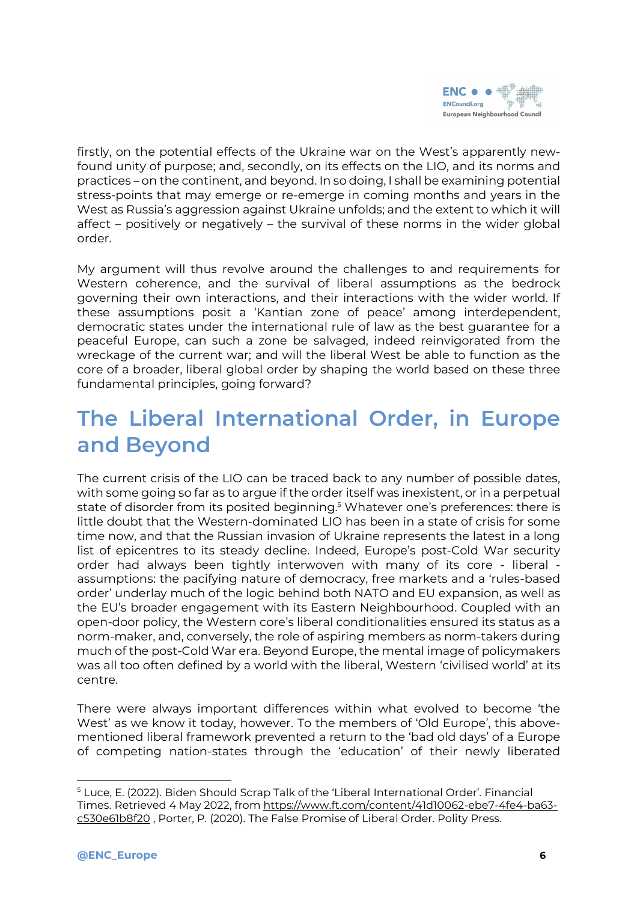firstly, on the potential effects of the Ukraine war on the West's apparently new-found unity of purpose; and, secondly, on its effects on the LIO, and its norms and practices – on the continent, and beyond. In so doing, I shall be examining potential stress-points that may emerge or re-emerge in coming months and years in the West as Russia's aggression against Ukraine unfolds; and the extent to which it will affect – positively or negatively – the survival of these norms in the wider global order.

My argument will thus revolve around the challenges to and requirements for Western coherence, and the survival of liberal assumptions as the bedrock governing their own interactions, and their interactions with the wider world. If these assumptions posit a 'Kantian zone of peace' among interdependent, democratic states under the international rule of law as the best guarantee for a peaceful Europe, can such a zone be salvaged, indeed reinvigorated from the wreckage of the current war; and will the liberal West be able to function as the core of a broader, liberal global order by shaping the world based on these three fundamental principles, going forward?

## The Liberal International Order, in Europe and Beyond

The current crisis of the LIO can be traced back to any number of possible dates, with some going so far as to argue if the order itself was inexistent, or in a perpetual state of disorder from its posited beginning.[5] Whatever one's preferences: there is little doubt that the Western-dominated LIO has been in a state of crisis for some time now, and that the Russian invasion of Ukraine represents the latest in a long list of epicentres to its steady decline. Indeed, Europe's post-Cold War security order had always been tightly interwoven with many of its core - liberal - assumptions: the pacifying nature of democracy, free markets and a 'rules-based order' underlay much of the logic behind both NATO and EU expansion, as well as the EU's broader engagement with its Eastern Neighbourhood. Coupled with an open-door policy, the Western core's liberal conditionalities ensured its status as a norm-maker, and, conversely, the role of aspiring members as norm-takers during much of the post-Cold War era. Beyond Europe, the mental image of policymakers was all too often defined by a world with the liberal, Western 'civilised world' at its centre.

There were always important differences within what evolved to become 'the West' as we know it today, however. To the members of 'Old Europe', this above-mentioned liberal framework prevented a return to the 'bad old days' of a Europe of competing nation-states through the 'education' of their newly liberated

---

[5] Luce, E. (2022). Biden Should Scrap Talk of the 'Liberal International Order'. Financial Times. Retrieved 4 May 2022, from https://www.ft.com/content/41d10062-ebe7-4fe4-ba63-c530e61b8f20 , Porter, P. (2020). The False Promise of Liberal Order. Polity Press.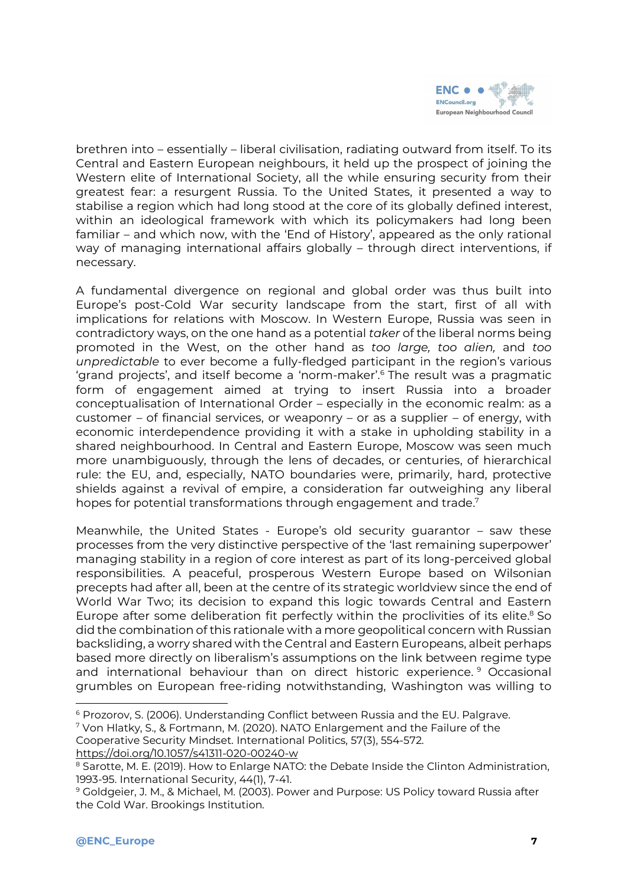brethren into – essentially – liberal civilisation, radiating outward from itself. To its Central and Eastern European neighbours, it held up the prospect of joining the Western elite of International Society, all the while ensuring security from their greatest fear: a resurgent Russia. To the United States, it presented a way to stabilise a region which had long stood at the core of its globally defined interest, within an ideological framework with which its policymakers had long been familiar – and which now, with the 'End of History', appeared as the only rational way of managing international affairs globally – through direct interventions, if necessary.

A fundamental divergence on regional and global order was thus built into Europe's post-Cold War security landscape from the start, first of all with implications for relations with Moscow. In Western Europe, Russia was seen in contradictory ways, on the one hand as a potential *taker* of the liberal norms being promoted in the West, on the other hand as *too large, too alien,* and *too unpredictable* to ever become a fully-fledged participant in the region's various 'grand projects', and itself become a 'norm-maker'.[6] The result was a pragmatic form of engagement aimed at trying to insert Russia into a broader conceptualisation of International Order – especially in the economic realm: as a customer – of financial services, or weaponry – or as a supplier – of energy, with economic interdependence providing it with a stake in upholding stability in a shared neighbourhood. In Central and Eastern Europe, Moscow was seen much more unambiguously, through the lens of decades, or centuries, of hierarchical rule: the EU, and, especially, NATO boundaries were, primarily, hard, protective shields against a revival of empire, a consideration far outweighing any liberal hopes for potential transformations through engagement and trade.[7]

Meanwhile, the United States - Europe's old security guarantor – saw these processes from the very distinctive perspective of the 'last remaining superpower' managing stability in a region of core interest as part of its long-perceived global responsibilities. A peaceful, prosperous Western Europe based on Wilsonian precepts had after all, been at the centre of its strategic worldview since the end of World War Two; its decision to expand this logic towards Central and Eastern Europe after some deliberation fit perfectly within the proclivities of its elite.[8] So did the combination of this rationale with a more geopolitical concern with Russian backsliding, a worry shared with the Central and Eastern Europeans, albeit perhaps based more directly on liberalism's assumptions on the link between regime type and international behaviour than on direct historic experience.[9] Occasional grumbles on European free-riding notwithstanding, Washington was willing to

---

[6] Prozorov, S. (2006). Understanding Conflict between Russia and the EU. Palgrave.

[7] Von Hlatky, S., & Fortmann, M. (2020). NATO Enlargement and the Failure of the Cooperative Security Mindset. International Politics, 57(3), 554-572. https://doi.org/10.1057/s41311-020-00240-w

[8] Sarotte, M. E. (2019). How to Enlarge NATO: the Debate Inside the Clinton Administration, 1993-95. International Security, 44(1), 7-41.

[9] Goldgeier, J. M., & Michael, M. (2003). Power and Purpose: US Policy toward Russia after the Cold War. Brookings Institution.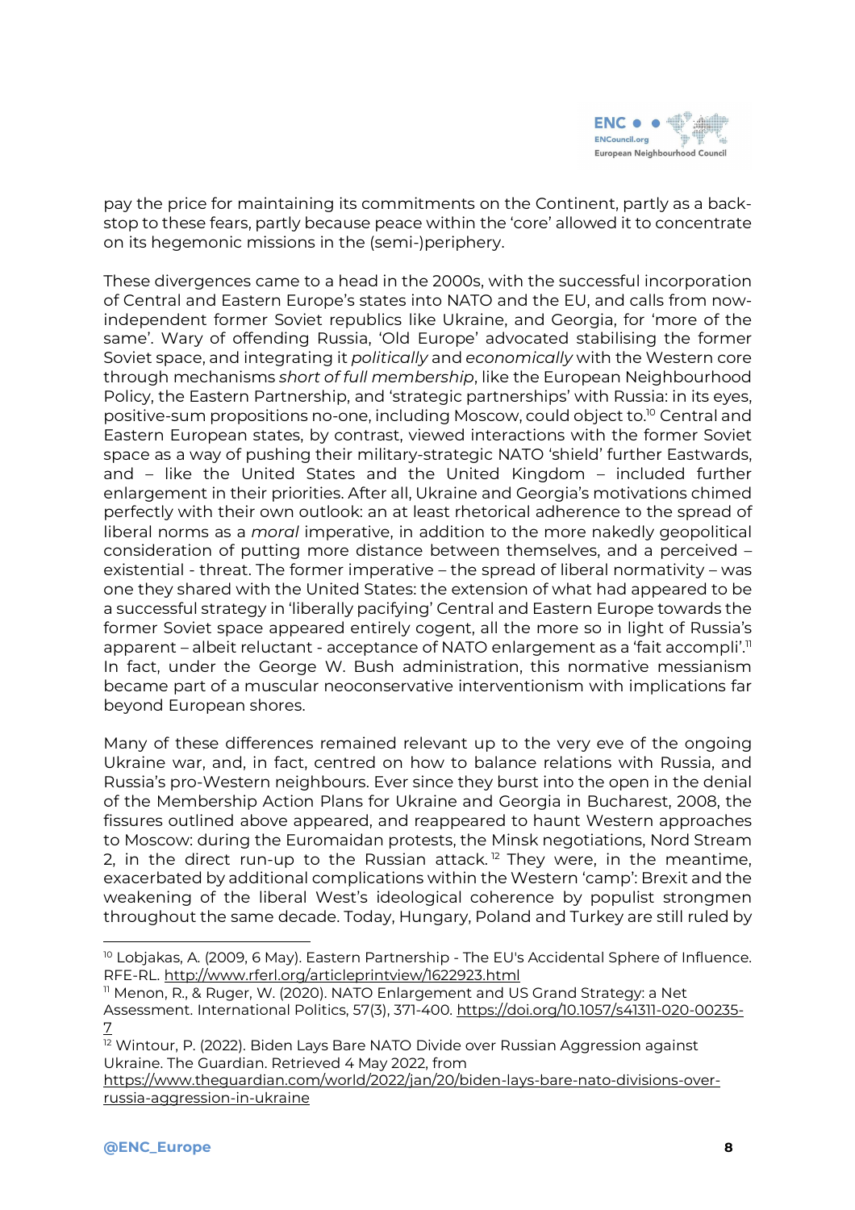pay the price for maintaining its commitments on the Continent, partly as a back-stop to these fears, partly because peace within the 'core' allowed it to concentrate on its hegemonic missions in the (semi-)periphery.

These divergences came to a head in the 2000s, with the successful incorporation of Central and Eastern Europe's states into NATO and the EU, and calls from now-independent former Soviet republics like Ukraine, and Georgia, for 'more of the same'. Wary of offending Russia, 'Old Europe' advocated stabilising the former Soviet space, and integrating it *politically* and *economically* with the Western core through mechanisms *short of full membership*, like the European Neighbourhood Policy, the Eastern Partnership, and 'strategic partnerships' with Russia: in its eyes, positive-sum propositions no-one, including Moscow, could object to.[10] Central and Eastern European states, by contrast, viewed interactions with the former Soviet space as a way of pushing their military-strategic NATO 'shield' further Eastwards, and – like the United States and the United Kingdom – included further enlargement in their priorities. After all, Ukraine and Georgia's motivations chimed perfectly with their own outlook: an at least rhetorical adherence to the spread of liberal norms as a *moral* imperative, in addition to the more nakedly geopolitical consideration of putting more distance between themselves, and a perceived – existential - threat. The former imperative – the spread of liberal normativity – was one they shared with the United States: the extension of what had appeared to be a successful strategy in 'liberally pacifying' Central and Eastern Europe towards the former Soviet space appeared entirely cogent, all the more so in light of Russia's apparent – albeit reluctant - acceptance of NATO enlargement as a 'fait accompli'.[11] In fact, under the George W. Bush administration, this normative messianism became part of a muscular neoconservative interventionism with implications far beyond European shores.

Many of these differences remained relevant up to the very eve of the ongoing Ukraine war, and, in fact, centred on how to balance relations with Russia, and Russia's pro-Western neighbours. Ever since they burst into the open in the denial of the Membership Action Plans for Ukraine and Georgia in Bucharest, 2008, the fissures outlined above appeared, and reappeared to haunt Western approaches to Moscow: during the Euromaidan protests, the Minsk negotiations, Nord Stream 2, in the direct run-up to the Russian attack.[12] They were, in the meantime, exacerbated by additional complications within the Western 'camp': Brexit and the weakening of the liberal West's ideological coherence by populist strongmen throughout the same decade. Today, Hungary, Poland and Turkey are still ruled by

---

[10] Lobjakas, A. (2009, 6 May). Eastern Partnership - The EU's Accidental Sphere of Influence. RFE-RL. http://www.rferl.org/articleprintview/1622923.html

[11] Menon, R., & Ruger, W. (2020). NATO Enlargement and US Grand Strategy: a Net Assessment. International Politics, 57(3), 371-400. https://doi.org/10.1057/s41311-020-00235-7

[12] Wintour, P. (2022). Biden Lays Bare NATO Divide over Russian Aggression against Ukraine. The Guardian. Retrieved 4 May 2022, from https://www.theguardian.com/world/2022/jan/20/biden-lays-bare-nato-divisions-over-russia-aggression-in-ukraine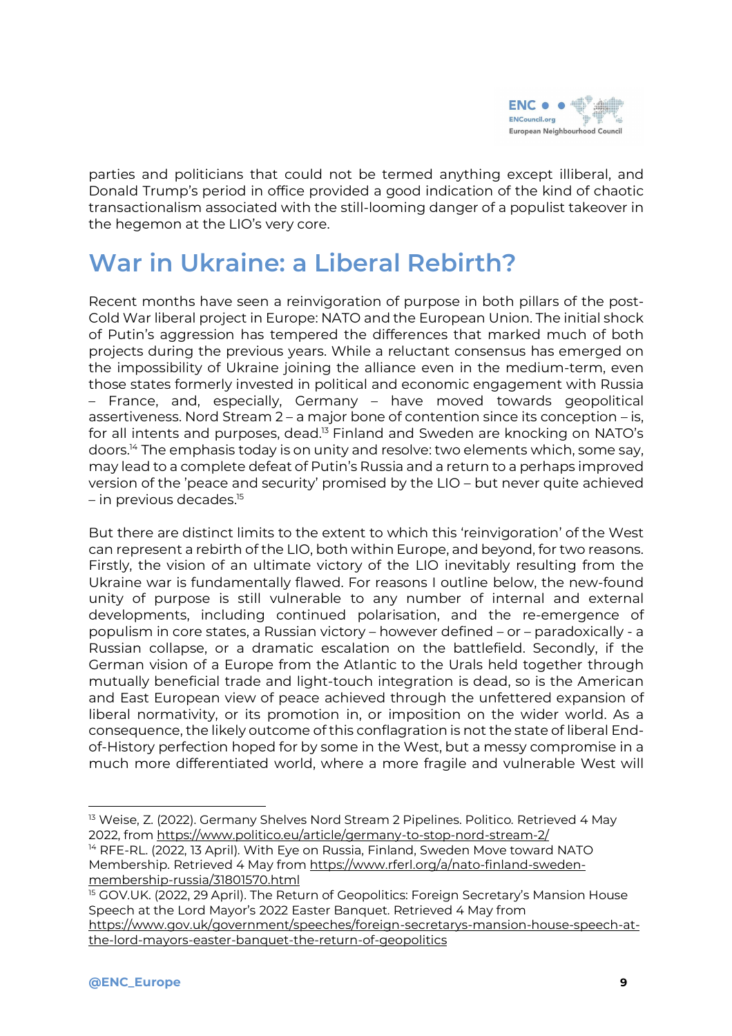parties and politicians that could not be termed anything except illiberal, and Donald Trump's period in office provided a good indication of the kind of chaotic transactionalism associated with the still-looming danger of a populist takeover in the hegemon at the LIO's very core.

## War in Ukraine: a Liberal Rebirth?

Recent months have seen a reinvigoration of purpose in both pillars of the post-Cold War liberal project in Europe: NATO and the European Union. The initial shock of Putin's aggression has tempered the differences that marked much of both projects during the previous years. While a reluctant consensus has emerged on the impossibility of Ukraine joining the alliance even in the medium-term, even those states formerly invested in political and economic engagement with Russia – France, and, especially, Germany – have moved towards geopolitical assertiveness. Nord Stream 2 – a major bone of contention since its conception – is, for all intents and purposes, dead.[13] Finland and Sweden are knocking on NATO's doors.[14] The emphasis today is on unity and resolve: two elements which, some say, may lead to a complete defeat of Putin's Russia and a return to a perhaps improved version of the 'peace and security' promised by the LIO – but never quite achieved – in previous decades.[15]

But there are distinct limits to the extent to which this 'reinvigoration' of the West can represent a rebirth of the LIO, both within Europe, and beyond, for two reasons. Firstly, the vision of an ultimate victory of the LIO inevitably resulting from the Ukraine war is fundamentally flawed. For reasons I outline below, the new-found unity of purpose is still vulnerable to any number of internal and external developments, including continued polarisation, and the re-emergence of populism in core states, a Russian victory – however defined – or – paradoxically - a Russian collapse, or a dramatic escalation on the battlefield. Secondly, if the German vision of a Europe from the Atlantic to the Urals held together through mutually beneficial trade and light-touch integration is dead, so is the American and East European view of peace achieved through the unfettered expansion of liberal normativity, or its promotion in, or imposition on the wider world. As a consequence, the likely outcome of this conflagration is not the state of liberal End-of-History perfection hoped for by some in the West, but a messy compromise in a much more differentiated world, where a more fragile and vulnerable West will

---

[13] Weise, Z. (2022). Germany Shelves Nord Stream 2 Pipelines. Politico. Retrieved 4 May 2022, from https://www.politico.eu/article/germany-to-stop-nord-stream-2/

[14] RFE-RL. (2022, 13 April). With Eye on Russia, Finland, Sweden Move toward NATO Membership. Retrieved 4 May from https://www.rferl.org/a/nato-finland-sweden-membership-russia/31801570.html

[15] GOV.UK. (2022, 29 April). The Return of Geopolitics: Foreign Secretary's Mansion House Speech at the Lord Mayor's 2022 Easter Banquet. Retrieved 4 May from https://www.gov.uk/government/speeches/foreign-secretarys-mansion-house-speech-at-the-lord-mayors-easter-banquet-the-return-of-geopolitics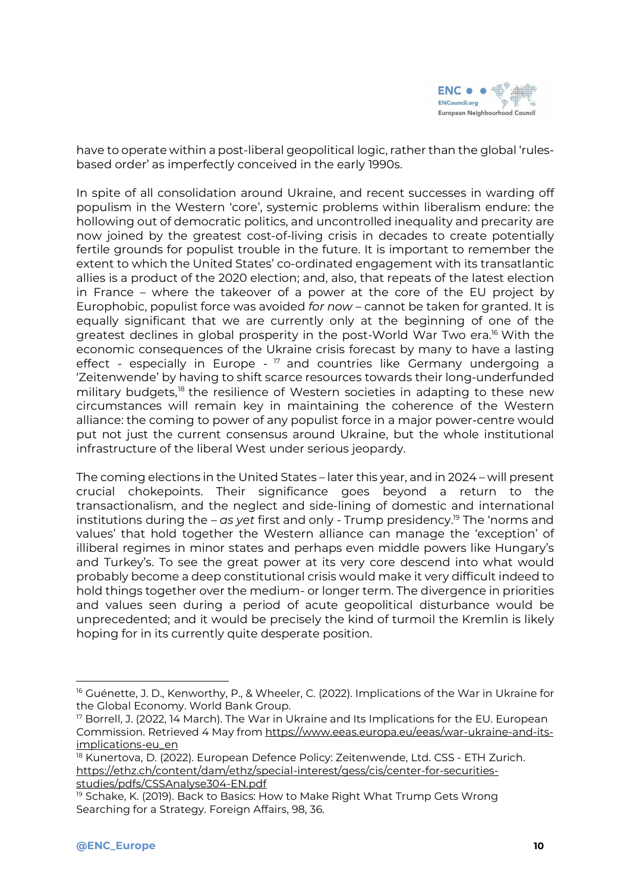have to operate within a post-liberal geopolitical logic, rather than the global 'rules-based order' as imperfectly conceived in the early 1990s.

In spite of all consolidation around Ukraine, and recent successes in warding off populism in the Western 'core', systemic problems within liberalism endure: the hollowing out of democratic politics, and uncontrolled inequality and precarity are now joined by the greatest cost-of-living crisis in decades to create potentially fertile grounds for populist trouble in the future. It is important to remember the extent to which the United States' co-ordinated engagement with its transatlantic allies is a product of the 2020 election; and, also, that repeats of the latest election in France – where the takeover of a power at the core of the EU project by Europhobic, populist force was avoided *for now* – cannot be taken for granted. It is equally significant that we are currently only at the beginning of one of the greatest declines in global prosperity in the post-World War Two era.[16] With the economic consequences of the Ukraine crisis forecast by many to have a lasting effect - especially in Europe - [17] and countries like Germany undergoing a 'Zeitenwende' by having to shift scarce resources towards their long-underfunded military budgets,[18] the resilience of Western societies in adapting to these new circumstances will remain key in maintaining the coherence of the Western alliance: the coming to power of any populist force in a major power-centre would put not just the current consensus around Ukraine, but the whole institutional infrastructure of the liberal West under serious jeopardy.

The coming elections in the United States – later this year, and in 2024 – will present crucial chokepoints. Their significance goes beyond a return to the transactionalism, and the neglect and side-lining of domestic and international institutions during the – *as yet* first and only - Trump presidency.[19] The 'norms and values' that hold together the Western alliance can manage the 'exception' of illiberal regimes in minor states and perhaps even middle powers like Hungary's and Turkey's. To see the great power at its very core descend into what would probably become a deep constitutional crisis would make it very difficult indeed to hold things together over the medium- or longer term. The divergence in priorities and values seen during a period of acute geopolitical disturbance would be unprecedented; and it would be precisely the kind of turmoil the Kremlin is likely hoping for in its currently quite desperate position.

---

[16] Guénette, J. D., Kenworthy, P., & Wheeler, C. (2022). Implications of the War in Ukraine for the Global Economy. World Bank Group.

[17] Borrell, J. (2022, 14 March). The War in Ukraine and Its Implications for the EU. European Commission. Retrieved 4 May from https://www.eeas.europa.eu/eeas/war-ukraine-and-its-implications-eu_en

[18] Kunertova, D. (2022). European Defence Policy: Zeitenwende, Ltd. CSS - ETH Zurich. https://ethz.ch/content/dam/ethz/special-interest/gess/cis/center-for-securities-studies/pdfs/CSSAnalyse304-EN.pdf

[19] Schake, K. (2019). Back to Basics: How to Make Right What Trump Gets Wrong Searching for a Strategy. Foreign Affairs, 98, 36.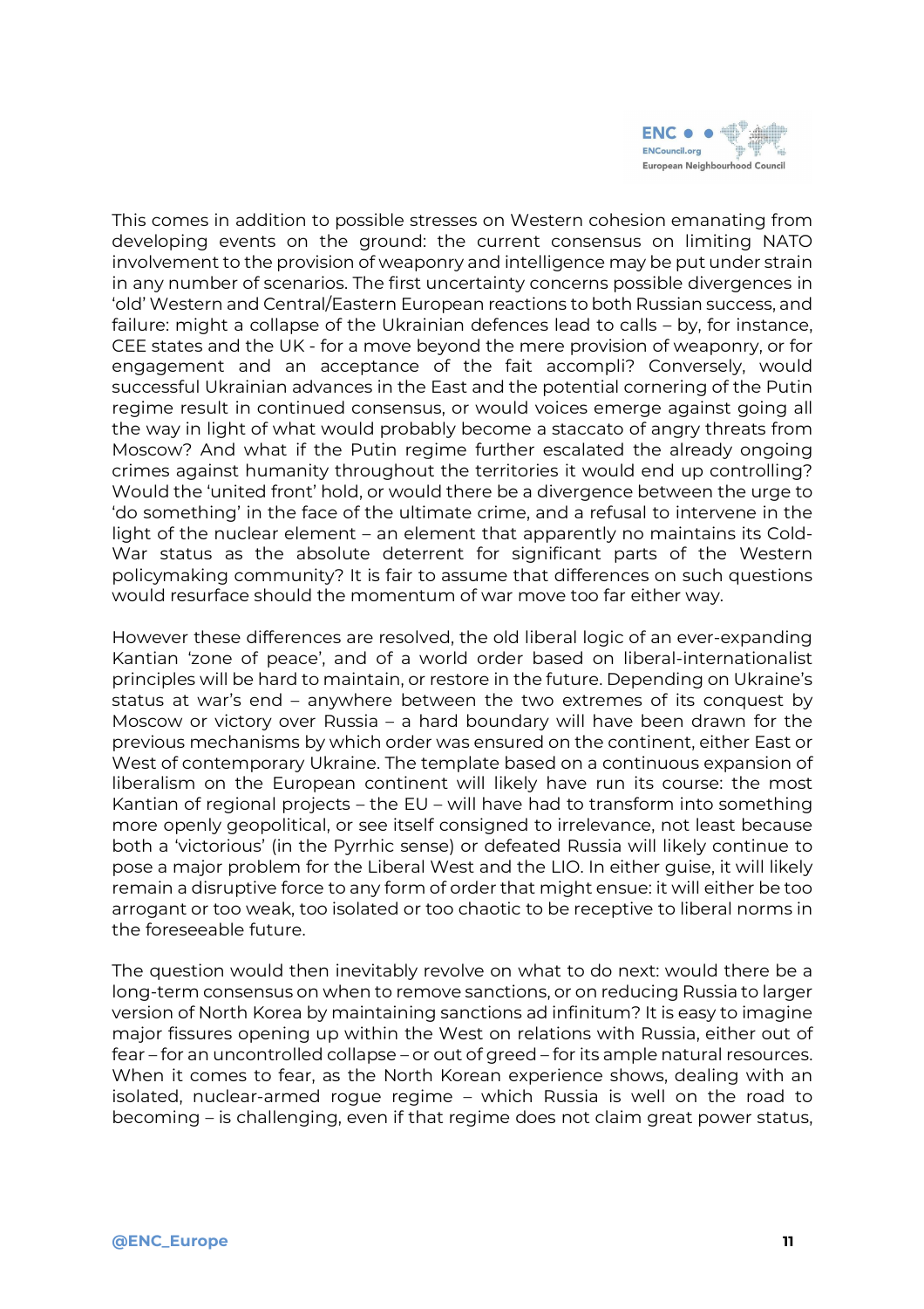This comes in addition to possible stresses on Western cohesion emanating from developing events on the ground: the current consensus on limiting NATO involvement to the provision of weaponry and intelligence may be put under strain in any number of scenarios. The first uncertainty concerns possible divergences in 'old' Western and Central/Eastern European reactions to both Russian success, and failure: might a collapse of the Ukrainian defences lead to calls – by, for instance, CEE states and the UK - for a move beyond the mere provision of weaponry, or for engagement and an acceptance of the fait accompli? Conversely, would successful Ukrainian advances in the East and the potential cornering of the Putin regime result in continued consensus, or would voices emerge against going all the way in light of what would probably become a staccato of angry threats from Moscow? And what if the Putin regime further escalated the already ongoing crimes against humanity throughout the territories it would end up controlling? Would the 'united front' hold, or would there be a divergence between the urge to 'do something' in the face of the ultimate crime, and a refusal to intervene in the light of the nuclear element – an element that apparently no maintains its Cold-War status as the absolute deterrent for significant parts of the Western policymaking community? It is fair to assume that differences on such questions would resurface should the momentum of war move too far either way.

However these differences are resolved, the old liberal logic of an ever-expanding Kantian 'zone of peace', and of a world order based on liberal-internationalist principles will be hard to maintain, or restore in the future. Depending on Ukraine's status at war's end – anywhere between the two extremes of its conquest by Moscow or victory over Russia – a hard boundary will have been drawn for the previous mechanisms by which order was ensured on the continent, either East or West of contemporary Ukraine. The template based on a continuous expansion of liberalism on the European continent will likely have run its course: the most Kantian of regional projects – the EU – will have had to transform into something more openly geopolitical, or see itself consigned to irrelevance, not least because both a 'victorious' (in the Pyrrhic sense) or defeated Russia will likely continue to pose a major problem for the Liberal West and the LIO. In either guise, it will likely remain a disruptive force to any form of order that might ensue: it will either be too arrogant or too weak, too isolated or too chaotic to be receptive to liberal norms in the foreseeable future.

The question would then inevitably revolve on what to do next: would there be a long-term consensus on when to remove sanctions, or on reducing Russia to larger version of North Korea by maintaining sanctions ad infinitum? It is easy to imagine major fissures opening up within the West on relations with Russia, either out of fear – for an uncontrolled collapse – or out of greed – for its ample natural resources. When it comes to fear, as the North Korean experience shows, dealing with an isolated, nuclear-armed rogue regime – which Russia is well on the road to becoming – is challenging, even if that regime does not claim great power status,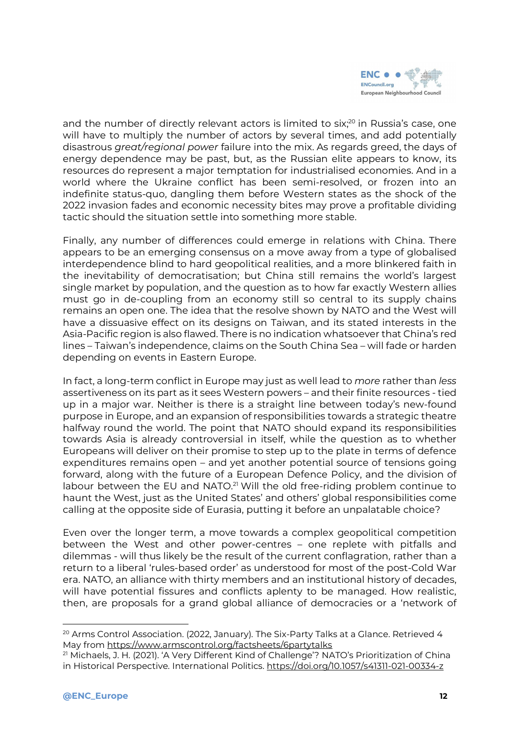and the number of directly relevant actors is limited to six;[20] in Russia's case, one will have to multiply the number of actors by several times, and add potentially disastrous *great/regional power* failure into the mix. As regards greed, the days of energy dependence may be past, but, as the Russian elite appears to know, its resources do represent a major temptation for industrialised economies. And in a world where the Ukraine conflict has been semi-resolved, or frozen into an indefinite status-quo, dangling them before Western states as the shock of the 2022 invasion fades and economic necessity bites may prove a profitable dividing tactic should the situation settle into something more stable.

Finally, any number of differences could emerge in relations with China. There appears to be an emerging consensus on a move away from a type of globalised interdependence blind to hard geopolitical realities, and a more blinkered faith in the inevitability of democratisation; but China still remains the world's largest single market by population, and the question as to how far exactly Western allies must go in de-coupling from an economy still so central to its supply chains remains an open one. The idea that the resolve shown by NATO and the West will have a dissuasive effect on its designs on Taiwan, and its stated interests in the Asia-Pacific region is also flawed. There is no indication whatsoever that China's red lines – Taiwan's independence, claims on the South China Sea – will fade or harden depending on events in Eastern Europe.

In fact, a long-term conflict in Europe may just as well lead to *more* rather than *less* assertiveness on its part as it sees Western powers – and their finite resources - tied up in a major war. Neither is there is a straight line between today's new-found purpose in Europe, and an expansion of responsibilities towards a strategic theatre halfway round the world. The point that NATO should expand its responsibilities towards Asia is already controversial in itself, while the question as to whether Europeans will deliver on their promise to step up to the plate in terms of defence expenditures remains open – and yet another potential source of tensions going forward, along with the future of a European Defence Policy, and the division of labour between the EU and NATO.[21] Will the old free-riding problem continue to haunt the West, just as the United States' and others' global responsibilities come calling at the opposite side of Eurasia, putting it before an unpalatable choice?

Even over the longer term, a move towards a complex geopolitical competition between the West and other power-centres – one replete with pitfalls and dilemmas - will thus likely be the result of the current conflagration, rather than a return to a liberal 'rules-based order' as understood for most of the post-Cold War era. NATO, an alliance with thirty members and an institutional history of decades, will have potential fissures and conflicts aplenty to be managed. How realistic, then, are proposals for a grand global alliance of democracies or a 'network of

---

[20] Arms Control Association. (2022, January). The Six-Party Talks at a Glance. Retrieved 4 May from https://www.armscontrol.org/factsheets/6partytalks

[21] Michaels, J. H. (2021). 'A Very Different Kind of Challenge'? NATO's Prioritization of China in Historical Perspective. International Politics. https://doi.org/10.1057/s41311-021-00334-z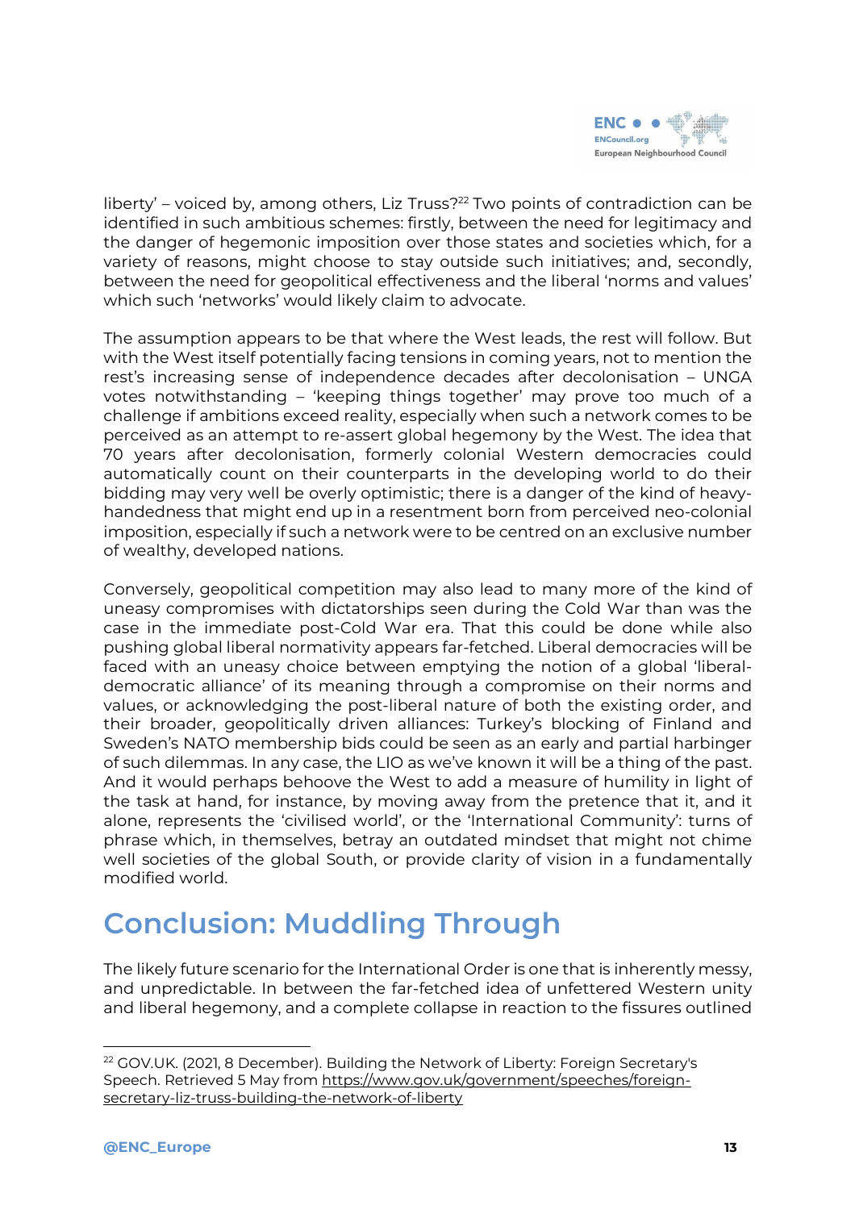liberty' – voiced by, among others, Liz Truss?[22] Two points of contradiction can be identified in such ambitious schemes: firstly, between the need for legitimacy and the danger of hegemonic imposition over those states and societies which, for a variety of reasons, might choose to stay outside such initiatives; and, secondly, between the need for geopolitical effectiveness and the liberal 'norms and values' which such 'networks' would likely claim to advocate.

The assumption appears to be that where the West leads, the rest will follow. But with the West itself potentially facing tensions in coming years, not to mention the rest's increasing sense of independence decades after decolonisation – UNGA votes notwithstanding – 'keeping things together' may prove too much of a challenge if ambitions exceed reality, especially when such a network comes to be perceived as an attempt to re-assert global hegemony by the West. The idea that 70 years after decolonisation, formerly colonial Western democracies could automatically count on their counterparts in the developing world to do their bidding may very well be overly optimistic; there is a danger of the kind of heavy-handedness that might end up in a resentment born from perceived neo-colonial imposition, especially if such a network were to be centred on an exclusive number of wealthy, developed nations.

Conversely, geopolitical competition may also lead to many more of the kind of uneasy compromises with dictatorships seen during the Cold War than was the case in the immediate post-Cold War era. That this could be done while also pushing global liberal normativity appears far-fetched. Liberal democracies will be faced with an uneasy choice between emptying the notion of a global 'liberal-democratic alliance' of its meaning through a compromise on their norms and values, or acknowledging the post-liberal nature of both the existing order, and their broader, geopolitically driven alliances: Turkey's blocking of Finland and Sweden's NATO membership bids could be seen as an early and partial harbinger of such dilemmas. In any case, the LIO as we've known it will be a thing of the past. And it would perhaps behoove the West to add a measure of humility in light of the task at hand, for instance, by moving away from the pretence that it, and it alone, represents the 'civilised world', or the 'International Community': turns of phrase which, in themselves, betray an outdated mindset that might not chime well societies of the global South, or provide clarity of vision in a fundamentally modified world.

## Conclusion: Muddling Through

The likely future scenario for the International Order is one that is inherently messy, and unpredictable. In between the far-fetched idea of unfettered Western unity and liberal hegemony, and a complete collapse in reaction to the fissures outlined

[22] GOV.UK. (2021, 8 December). Building the Network of Liberty: Foreign Secretary's Speech. Retrieved 5 May from https://www.gov.uk/government/speeches/foreign-secretary-liz-truss-building-the-network-of-liberty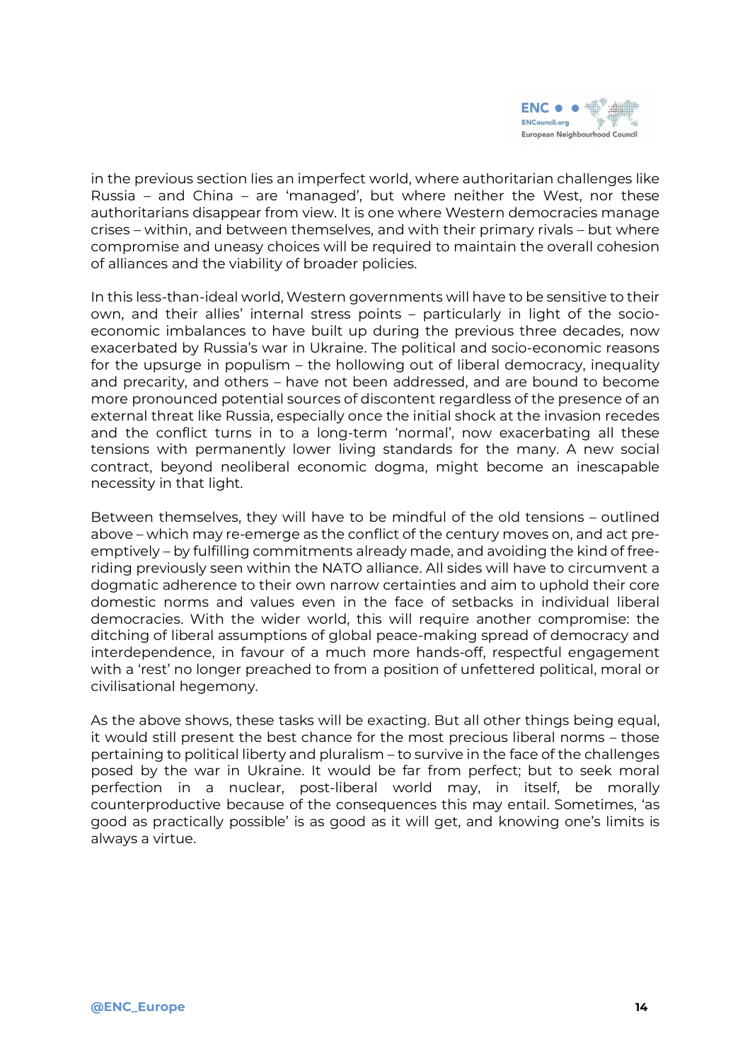in the previous section lies an imperfect world, where authoritarian challenges like Russia – and China – are 'managed', but where neither the West, nor these authoritarians disappear from view. It is one where Western democracies manage crises – within, and between themselves, and with their primary rivals – but where compromise and uneasy choices will be required to maintain the overall cohesion of alliances and the viability of broader policies.

In this less-than-ideal world, Western governments will have to be sensitive to their own, and their allies' internal stress points – particularly in light of the socio-economic imbalances to have built up during the previous three decades, now exacerbated by Russia's war in Ukraine. The political and socio-economic reasons for the upsurge in populism – the hollowing out of liberal democracy, inequality and precarity, and others – have not been addressed, and are bound to become more pronounced potential sources of discontent regardless of the presence of an external threat like Russia, especially once the initial shock at the invasion recedes and the conflict turns in to a long-term 'normal', now exacerbating all these tensions with permanently lower living standards for the many. A new social contract, beyond neoliberal economic dogma, might become an inescapable necessity in that light.

Between themselves, they will have to be mindful of the old tensions – outlined above – which may re-emerge as the conflict of the century moves on, and act pre-emptively – by fulfilling commitments already made, and avoiding the kind of free-riding previously seen within the NATO alliance. All sides will have to circumvent a dogmatic adherence to their own narrow certainties and aim to uphold their core domestic norms and values even in the face of setbacks in individual liberal democracies. With the wider world, this will require another compromise: the ditching of liberal assumptions of global peace-making spread of democracy and interdependence, in favour of a much more hands-off, respectful engagement with a 'rest' no longer preached to from a position of unfettered political, moral or civilisational hegemony.

As the above shows, these tasks will be exacting. But all other things being equal, it would still present the best chance for the most precious liberal norms – those pertaining to political liberty and pluralism – to survive in the face of the challenges posed by the war in Ukraine. It would be far from perfect; but to seek moral perfection in a nuclear, post-liberal world may, in itself, be morally counterproductive because of the consequences this may entail. Sometimes, 'as good as practically possible' is as good as it will get, and knowing one's limits is always a virtue.